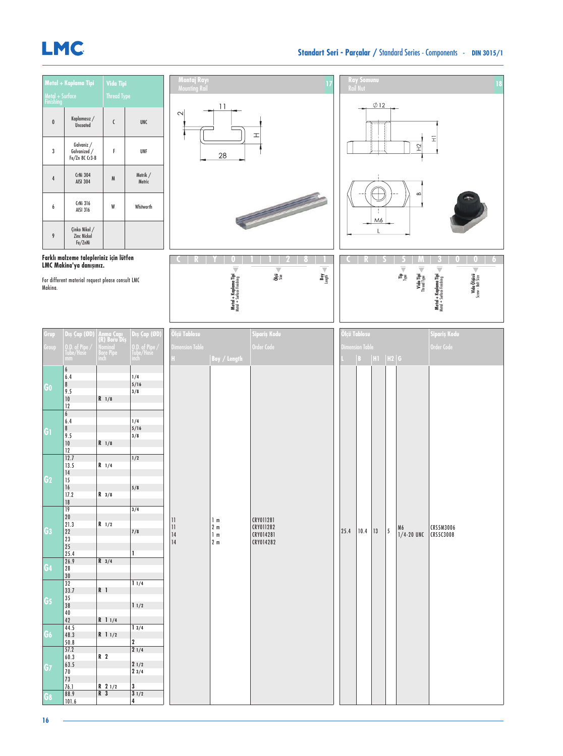# Standart Seri - Parçalar / Standard Series - Components - DIN 3015/1

| Metal + Kaplama Tipi / Metal + Surface Finishing | | Vida Tipi / Thread Type | |
|---|---|---|---|
| 0 | Kaplamasız / Uncoated | C | UNC |
| 3 | Galvaniz / Galvanized / Fe/Zn 8C Cr3-B | F | UNF |
| 4 | CrNi 304 AISI 304 | M | Metrik / Metric |
| 6 | CrNi 316 AISI 316 | W | Whitworth |
| 9 | Çinko Nikel / Zinc Nickel Fe/ZnNi | | |

**Farklı malzeme talepleriniz için lütfen LMC Makina'ya danışınız.**

For different material request please consult LMC Makina.

## Montaj Rayı / Mounting Rail — 17

11
2
H
28

C R Y 0 1 1 2 8 1

Metal + Kaplama Tipi / Metal + Surface Finishing — Ölçü / Size — Boy / Length

## Ray Somunu / Rail Nut — 18

∅12
H1
H2
B
M6
L

C R S 5 M 3 0 0 6

Tip / Type — Vida Tipi / Thread Type — Metal + Kaplama Tipi / Metal + Surface Finishing — Vida Ölçüsü / Screw - Bolt Size

| Grup / Group | Dış Çap (ØD) / O.D. of Pipe / Tube/Hose mm | Anma Çapı (R) Boru Dış / Nominal Bore Pipe inch | Dış Çap (ØD) / O.D. of Pipe / Tube/Hose inch |
|---|---|---|---|
| G0 | 6 | | |
| | 6.4 | | 1/4 |
| | 8 | | 5/16 |
| | 9.5 | | 3/8 |
| | 10 | R 1/8 | |
| | 12 | | |
| G1 | 6 | | |
| | 6.4 | | 1/4 |
| | 8 | | 5/16 |
| | 9.5 | | 3/8 |
| | 10 | R 1/8 | |
| | 12 | | |
| G2 | 12.7 | | 1/2 |
| | 13.5 | R 1/4 | |
| | 14 | | |
| | 15 | | |
| | 16 | | 5/8 |
| | 17.2 | R 3/8 | |
| | 18 | | |
| G3 | 19 | | 3/4 |
| | 20 | | |
| | 21.3 | R 1/2 | |
| | 22 | | 7/8 |
| | 23 | | |
| | 25 | | |
| | 25.4 | | 1 |
| G4 | 26.9 | R 3/4 | |
| | 28 | | |
| | 30 | | |
| G5 | 32 | | 1 1/4 |
| | 33.7 | R 1 | |
| | 35 | | |
| | 38 | | 1 1/2 |
| | 40 | | |
| | 42 | R 1 1/4 | |
| G6 | 44.5 | | 1 3/4 |
| | 48.3 | R 1 1/2 | |
| | 50.8 | | 2 |
| G7 | 57.2 | | 2 1/4 |
| | 60.3 | R 2 | |
| | 63.5 | | 2 1/2 |
| | 70 | | 2 3/4 |
| | 73 | | |
| | 76.1 | R 2 1/2 | 3 |
| G8 | 88.9 | R 3 | 3 1/2 |
| | 101.6 | | 4 |

**Montaj Rayı / Mounting Rail**

| Ölçü Tablosu / Dimension Table H | Boy / Length | Sipariş Kodu / Order Code |
|---|---|---|
| 11 | 1 m | CRY011281 |
| 11 | 2 m | CRY011282 |
| 14 | 1 m | CRY014281 |
| 14 | 2 m | CRY014282 |

**Ray Somunu / Rail Nut**

| L | B | H1 | H2 | G | Sipariş Kodu / Order Code |
|---|---|---|---|---|---|
| 25.4 | 10.4 | 13 | 5 | M6 | CRS5M3006 |
| | | | | 1/4-20 UNC | CRS5C3008 |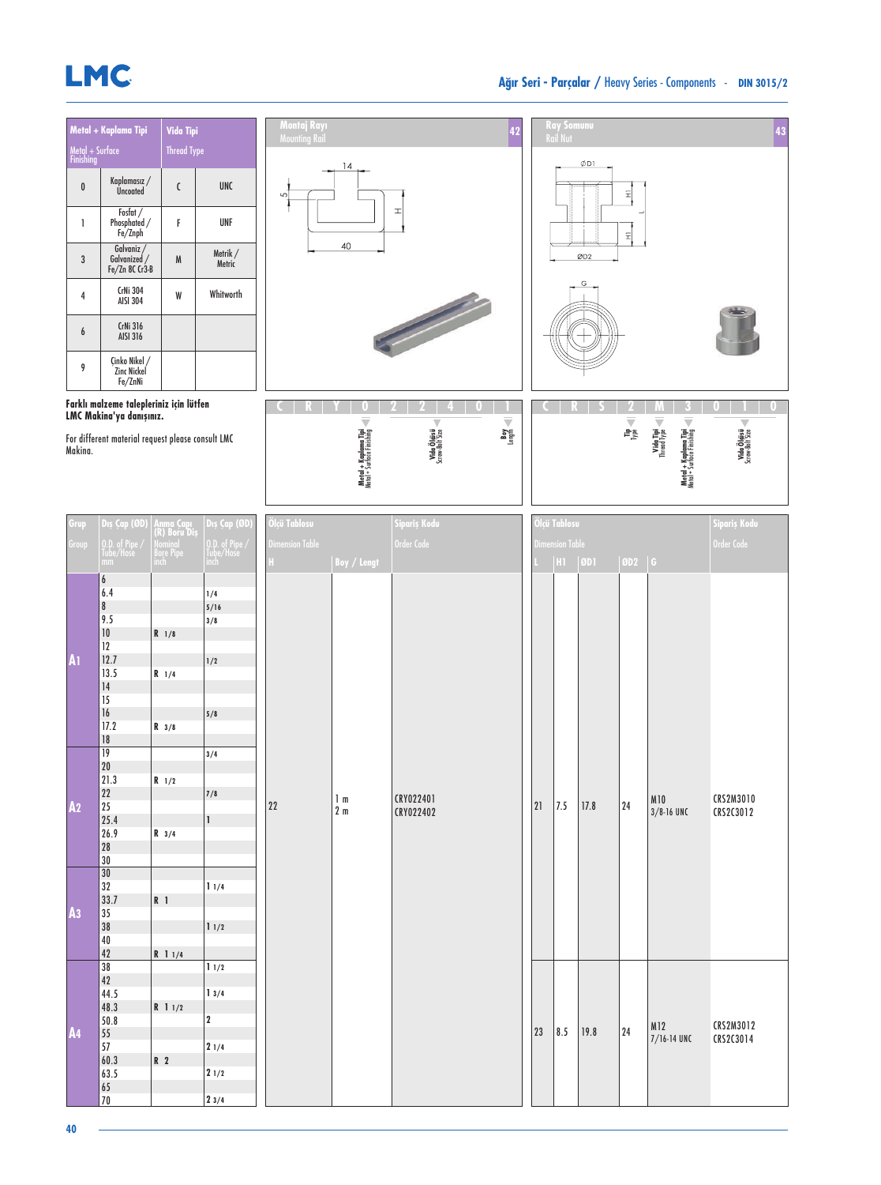# Ağır Seri - Parçalar / Heavy Series - Components - DIN 3015/2

| Metal + Kaplama Tipi / Metal + Surface Finishing | | Vida Tipi / Thread Type | |
|---|---|---|---|
| 0 | Kaplamasız / Uncoated | C | UNC |
| 1 | Fosfat / Phosphated / Fe/Znph | F | UNF |
| 3 | Galvaniz / Galvanized / Fe/Zn 8C Cr3-B | M | Metrik / Metric |
| 4 | CrNi 304 AISI 304 | W | Whitworth |
| 6 | CrNi 316 AISI 316 | | |
| 9 | Çinko Nikel / Zinc Nickel Fe/ZnNi | | |

**Farklı malzeme talepleriniz için lütfen LMC Makina'ya danışınız.**

For different material request please consult LMC Makina.

## Montaj Rayı / Mounting Rail — 42

14
5
H
40

C R Y 0 2 2 4 0 1

Metal + Kaplama Tipi / Metal + Surface Finishing — Vida Ölçüsü / Screw-Bolt Size — Boy / Length

## Ray Somunu / Rail Nut — 43

ØD1
H1
L
H1
ØD2
G

C R S 2 M 3 0 1 0

Tip / Type — Vida Tipi / Thread Type — Metal + Kaplama Tipi / Metal + Surface Finishing — Vida Ölçüsü / Screw-Bolt Size

| Grup / Group | Dış Çap (ØD) / O.D. of Pipe / Tube/Hose mm | Anma Çapı (R) Boru Dış / Nominal Bore Pipe inch | Dış Çap (ØD) / O.D. of Pipe / Tube/Hose inch |
|---|---|---|---|
| A1 | 6 | | |
| | 6.4 | | 1/4 |
| | 8 | | 5/16 |
| | 9.5 | | 3/8 |
| | 10 | R 1/8 | |
| | 12 | | |
| | 12.7 | | 1/2 |
| | 13.5 | R 1/4 | |
| | 14 | | |
| | 15 | | |
| | 16 | | 5/8 |
| | 17.2 | R 3/8 | |
| | 18 | | |
| A2 | 19 | | 3/4 |
| | 20 | | |
| | 21.3 | R 1/2 | |
| | 22 | | 7/8 |
| | 25 | | |
| | 25.4 | | 1 |
| | 26.9 | R 3/4 | |
| | 28 | | |
| | 30 | | |
| A3 | 30 | | |
| | 32 | | 1 1/4 |
| | 33.7 | R 1 | |
| | 35 | | |
| | 38 | | 1 1/2 |
| | 40 | | |
| | 42 | R 1 1/4 | |
| A4 | 38 | | 1 1/2 |
| | 42 | | |
| | 44.5 | | 1 3/4 |
| | 48.3 | R 1 1/2 | |
| | 50.8 | | 2 |
| | 55 | | |
| | 57 | | 2 1/4 |
| | 60.3 | R 2 | |
| | 63.5 | | 2 1/2 |
| | 65 | | |
| | 70 | | 2 3/4 |

**Montaj Rayı / Mounting Rail**

| H | Boy / Length | Sipariş Kodu / Order Code |
|---|---|---|
| 22 | 1 m | CRY022401 |
| | 2 m | CRY022402 |

**Ray Somunu / Rail Nut**

| Grup | L | H1 | ØD1 | ØD2 | G | Sipariş Kodu / Order Code |
|---|---|---|---|---|---|---|
| A1–A3 | 21 | 7.5 | 17.8 | 24 | M10 | CRS2M3010 |
| | | | | | 3/8-16 UNC | CRS2C3012 |
| A4 | 23 | 8.5 | 19.8 | 24 | M12 | CRS2M3012 |
| | | | | | 7/16-14 UNC | CRS2C3014 |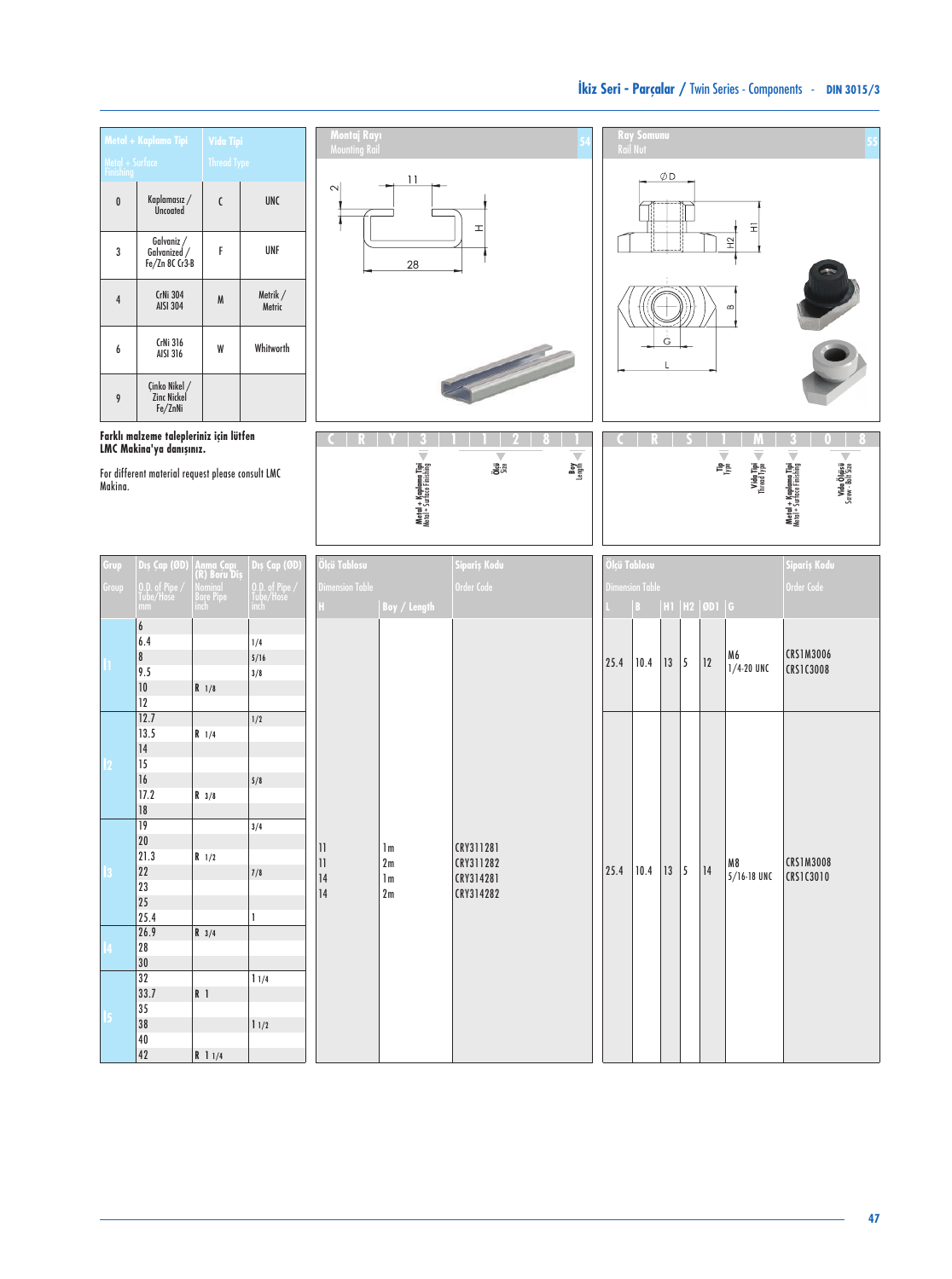## İkiz Seri - Parçalar / Twin Series - Components - DIN 3015/3

| Metal + Kaplama Tipi<br>Metal + Surface Finishing | | Vida Tipi<br>Thread Type | |
|---|---|---|---|
| 0 | Kaplamasız / Uncoated | C | UNC |
| 3 | Galvaniz / Galvanized / Fe/Zn 8C Cr3-B | F | UNF |
| 4 | CrNi 304 AISI 304 | M | Metrik / Metric |
| 6 | CrNi 316 AISI 316 | W | Whitworth |
| 9 | Çinko Nikel / Zinc Nickel Fe/ZnNi | | |

**Farklı malzeme talepleriniz için lütfen LMC Makina'ya danışınız.**

For different material request please consult LMC Makina.

### Montaj Rayı / Mounting Rail (54)

11
2
H
28

C R Y 3 1 1 2 8 1

Metal + Kaplama Tipi / Metal + Surface Finishing — Ölçü / Size — Boy / Length

### Ray Somunu / Rail Nut (55)

ØD
H1
H2
B
G
L

C R S 1 M 3 0 8

Tip / Type — Vida Tipi / Thread Type — Metal + Kaplama Tipi / Metal + Surface Finishing — Vida Ölçüsü / Screw - Bolt Size

| Grup<br>Group | Dış Çap (ØD)<br>O.D. of Pipe / Tube/Hose mm | Anma Çapı (R) Boru Diş<br>Nominal Bore Pipe inch | Dış Çap (ØD)<br>O.D. of Pipe / Tube/Hose inch |
|---|---|---|---|
| I1 | 6 | | |
| | 6.4 | | 1/4 |
| | 8 | | 5/16 |
| | 9.5 | | 3/8 |
| | 10 | R 1/8 | |
| | 12 | | |
| I2 | 12.7 | | 1/2 |
| | 13.5 | R 1/4 | |
| | 14 | | |
| | 15 | | |
| | 16 | | 5/8 |
| | 17.2 | R 3/8 | |
| | 18 | | |
| I3 | 19 | | 3/4 |
| | 20 | | |
| | 21.3 | R 1/2 | |
| | 22 | | 7/8 |
| | 23 | | |
| | 25 | | |
| | 25.4 | | 1 |
| I4 | 26.9 | R 3/4 | |
| | 28 | | |
| | 30 | | |
| I5 | 32 | | 1 1/4 |
| | 33.7 | R 1 | |
| | 35 | | |
| | 38 | | 1 1/2 |
| | 40 | | |
| | 42 | R 1 1/4 | |

**Montaj Rayı – Ölçü Tablosu / Dimension Table**

| H | Boy / Length | Sipariş Kodu / Order Code |
|---|---|---|
| 11 | 1m | CRY311281 |
| 11 | 2m | CRY311282 |
| 14 | 1m | CRY314281 |
| 14 | 2m | CRY314282 |

**Ray Somunu – Ölçü Tablosu / Dimension Table**

| L | B | H1 | H2 | ØD1 | G | Sipariş Kodu / Order Code |
|---|---|---|---|---|---|---|
| 25.4 | 10.4 | 13 | 5 | 12 | M6<br>1/4-20 UNC | CRS1M3006<br>CRS1C3008 |
| 25.4 | 10.4 | 13 | 5 | 14 | M8<br>5/16-18 UNC | CRS1M3008<br>CRS1C3010 |